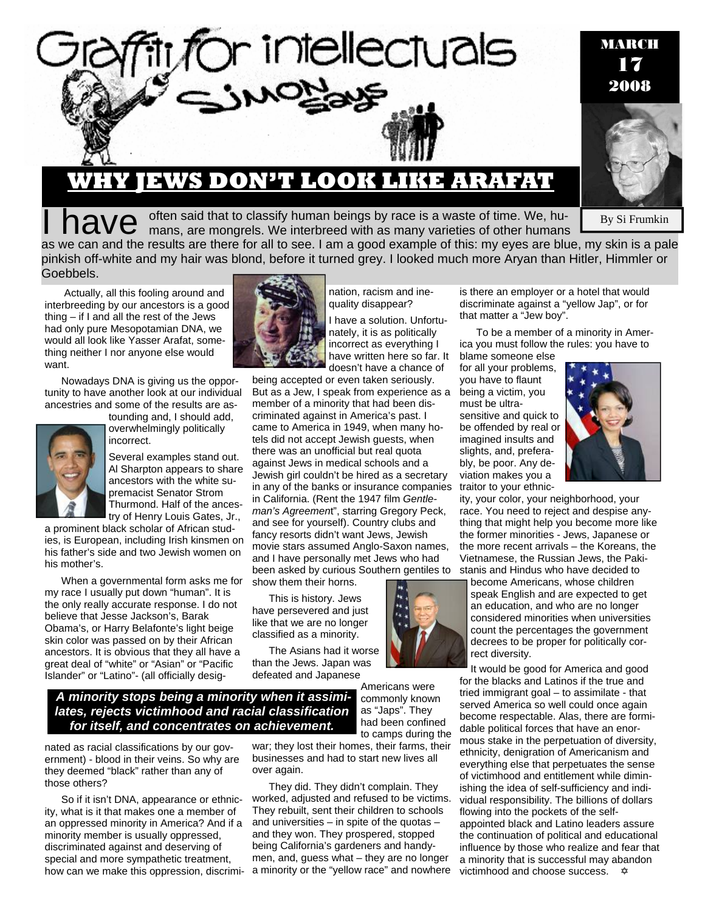# Graffiti for intellectuals

## Simon Says

MARCH 17 2008

By Si Frumkin

# WHY JEWS DON'T LOOK LIKE ARAFAT

I have often said that to classify human beings by race is a waste of time. We, humans, are mongrels. We interbreed with as many varieties of other humans as we can and the results are there for all to see. I am a good example of this: my eyes are blue, my skin is a pale pinkish off-white and my hair was blond, before it turned grey. I looked much more Aryan than Hitler, Himmler or Goebbels.

Actually, all this fooling around and interbreeding by our ancestors is a good thing – if I and all the rest of the Jews had only pure Mesopotamian DNA, we would all look like Yasser Arafat, something neither I nor anyone else would want.

Nowadays DNA is giving us the opportunity to have another look at our individual ancestries and some of the results are astounding and, I should add, overwhelmingly politically incorrect.

Several examples stand out. Al Sharpton appears to share ancestors with the white supremacist Senator Strom Thurmond. Half of the ancestry of Henry Louis Gates, Jr., a prominent black scholar of African studies, is European, including Irish kinsmen on his father's side and two Jewish women on his mother's.

When a governmental form asks me for my race I usually put down "human". It is the only really accurate response. I do not believe that Jesse Jackson's, Barak Obama's, or Harry Belafonte's light beige skin color was passed on by their African ancestors. It is obvious that they all have a great deal of "white" or "Asian" or "Pacific Islander" or "Latino"- (all officially designated as racial classifications by our government) - blood in their veins. So why are they deemed "black" rather than any of those others?

So if it isn't DNA, appearance or ethnicity, what is it that makes one a member of an oppressed minority in America? And if a minority member is usually oppressed, discriminated against and deserving of special and more sympathetic treatment, how can we make this oppression, discrimination, racism and inequality disappear?

I have a solution. Unfortunately, it is as politically incorrect as everything I have written here so far. It doesn't have a chance of being accepted or even taken seriously. But as a Jew, I speak from experience as a member of a minority that had been discriminated against in America's past. I came to America in 1949, when many hotels did not accept Jewish guests, when there was an unofficial but real quota against Jews in medical schools and a Jewish girl couldn't be hired as a secretary in any of the banks or insurance companies in California. (Rent the 1947 film *Gentleman's Agreement*", starring Gregory Peck, and see for yourself). Country clubs and fancy resorts didn't want Jews, Jewish movie stars assumed Anglo-Saxon names, and I have personally met Jews who had been asked by curious Southern gentiles to show them their horns.

This is history. Jews have persevered and just like that we are no longer classified as a minority.

The Asians had it worse than the Jews. Japan was defeated and Japanese Americans were commonly known as "Japs". They had been confined to camps during the war; they lost their homes, their farms, their businesses and had to start new lives all over again.

***A minority stops being a minority when it assimilates, rejects victimhood and racial classification for itself, and concentrates on achievement.***

They did. They didn't complain. They worked, adjusted and refused to be victims. They rebuilt, sent their children to schools and universities – in spite of the quotas – and they won. They prospered, stopped being California's gardeners and handymen, and, guess what – they are no longer a minority or the "yellow race" and nowhere is there an employer or a hotel that would discriminate against a "yellow Jap", or for that matter a "Jew boy".

To be a member of a minority in America you must follow the rules: you have to blame someone else for all your problems, you have to flaunt being a victim, you must be ultra-sensitive and quick to be offended by real or imagined insults and slights, and, preferably, be poor. Any deviation makes you a traitor to your ethnicity, your color, your neighborhood, your race. You need to reject and despise anything that might help you become more like the former minorities - Jews, Japanese or the more recent arrivals – the Koreans, the Vietnamese, the Russian Jews, the Pakistanis and Hindus who have decided to become Americans, whose children speak English and are expected to get an education, and who are no longer considered minorities when universities count the percentages the government decrees to be proper for politically correct diversity.

It would be good for America and good for the blacks and Latinos if the true and tried immigrant goal – to assimilate - that served America so well could once again become respectable. Alas, there are formidable political forces that have an enormous stake in the perpetuation of diversity, ethnicity, denigration of Americanism and everything else that perpetuates the sense of victimhood and entitlement while diminishing the idea of self-sufficiency and individual responsibility. The billions of dollars flowing into the pockets of the self-appointed black and Latino leaders assure the continuation of political and educational influence by those who realize and fear that a minority that is successful may abandon victimhood and choose success. ✡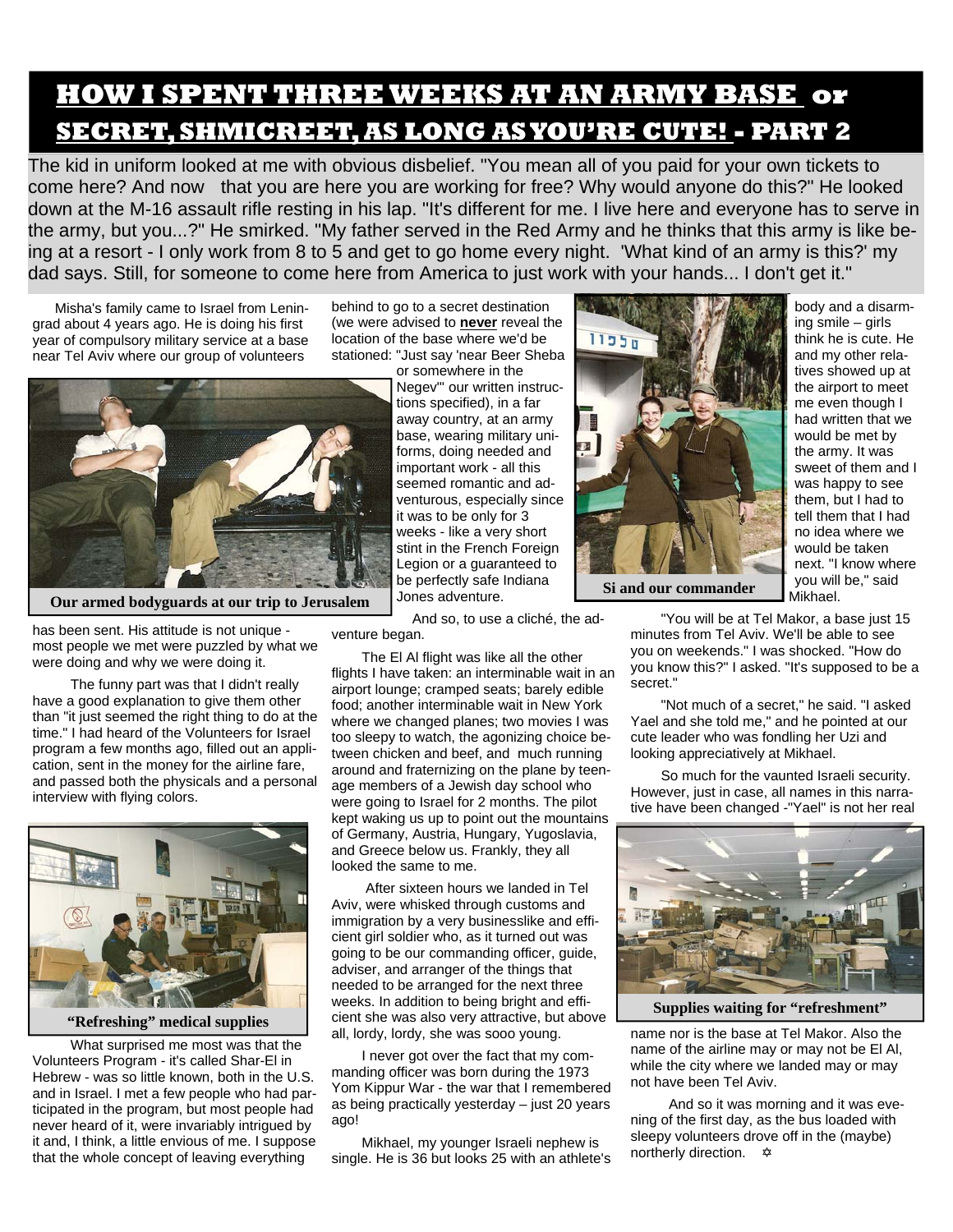# HOW I SPENT THREE WEEKS AT AN ARMY BASE or SECRET, SHMICREET, AS LONG AS YOU'RE CUTE! - PART 2

The kid in uniform looked at me with obvious disbelief. "You mean all of you paid for your own tickets to come here? And now that you are here you are working for free? Why would anyone do this?" He looked down at the M-16 assault rifle resting in his lap. "It's different for me. I live here and everyone has to serve in the army, but you...?" He smirked. "My father served in the Red Army and he thinks that this army is like being at a resort - I only work from 8 to 5 and get to go home every night. 'What kind of an army is this?' my dad says. Still, for someone to come here from America to just work with your hands... I don't get it."

Misha's family came to Israel from Leningrad about 4 years ago. He is doing his first year of compulsory military service at a base near Tel Aviv where our group of volunteers has been sent. His attitude is not unique - most people we met were puzzled by what we were doing and why we were doing it.

Our armed bodyguards at our trip to Jerusalem

The funny part was that I didn't really have a good explanation to give them other than "it just seemed the right thing to do at the time." I had heard of the Volunteers for Israel program a few months ago, filled out an application, sent in the money for the airline fare, and passed both the physicals and a personal interview with flying colors.

"Refreshing" medical supplies

What surprised me most was that the Volunteers Program - it's called Shar-El in Hebrew - was so little known, both in the U.S. and in Israel. I met a few people who had participated in the program, but most people had never heard of it, were invariably intrigued by it and, I think, a little envious of me. I suppose that the whole concept of leaving everything behind to go to a secret destination (we were advised to **never** reveal the location of the base where we'd be stationed: "Just say 'near Beer Sheba or somewhere in the Negev'" our written instructions specified), in a far away country, at an army base, wearing military uniforms, doing needed and important work - all this seemed romantic and adventurous, especially since it was to be only for 3 weeks - like a very short stint in the French Foreign Legion or a guaranteed to be perfectly safe Indiana Jones adventure.

And so, to use a cliché, the adventure began.

The El Al flight was like all the other flights I have taken: an interminable wait in an airport lounge; cramped seats; barely edible food; another interminable wait in New York where we changed planes; two movies I was too sleepy to watch, the agonizing choice between chicken and beef, and much running around and fraternizing on the plane by teenage members of a Jewish day school who were going to Israel for 2 months. The pilot kept waking us up to point out the mountains of Germany, Austria, Hungary, Yugoslavia, and Greece below us. Frankly, they all looked the same to me.

After sixteen hours we landed in Tel Aviv, were whisked through customs and immigration by a very businesslike and efficient girl soldier who, as it turned out was going to be our commanding officer, guide, adviser, and arranger of the things that needed to be arranged for the next three weeks. In addition to being bright and efficient she was also very attractive, but above all, lordy, lordy, she was sooo young.

I never got over the fact that my commanding officer was born during the 1973 Yom Kippur War - the war that I remembered as being practically yesterday – just 20 years ago!

Mikhael, my younger Israeli nephew is single. He is 36 but looks 25 with an athlete's body and a disarming smile – girls think he is cute. He and my other relatives showed up at the airport to meet me even though I had written that we would be met by the army. It was sweet of them and I was happy to see them, but I had to tell them that I had no idea where we would be taken next. "I know where you will be," said Mikhael.

Si and our commander

"You will be at Tel Makor, a base just 15 minutes from Tel Aviv. We'll be able to see you on weekends." I was shocked. "How do you know this?" I asked. "It's supposed to be a secret."

"Not much of a secret," he said. "I asked Yael and she told me," and he pointed at our cute leader who was fondling her Uzi and looking appreciatively at Mikhael.

So much for the vaunted Israeli security. However, just in case, all names in this narrative have been changed -"Yael" is not her real name nor is the base at Tel Makor. Also the name of the airline may or may not be El Al, while the city where we landed may or may not have been Tel Aviv.

Supplies waiting for "refreshment"

And so it was morning and it was evening of the first day, as the bus loaded with sleepy volunteers drove off in the (maybe) northerly direction. ✡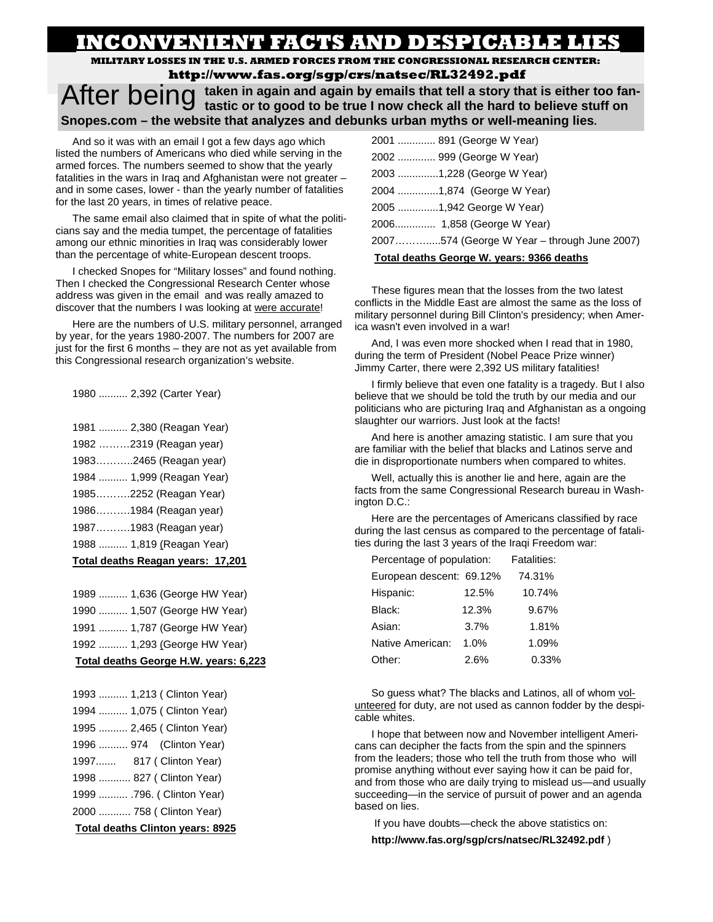# INCONVENIENT FACTS AND DESPICABLE LIES

**MILITARY LOSSES IN THE U.S. ARMED FORCES FROM THE CONGRESSIONAL RESEARCH CENTER:**

**http://www.fas.org/sgp/crs/natsec/RL32492.pdf**

After being **taken in again and again by emails that tell a story that is either too fantastic or to good to be true I now check all the hard to believe stuff on Snopes.com – the website that analyzes and debunks urban myths or well-meaning lies.**

And so it was with an email I got a few days ago which listed the numbers of Americans who died while serving in the armed forces. The numbers seemed to show that the yearly fatalities in the wars in Iraq and Afghanistan were not greater – and in some cases, lower - than the yearly number of fatalities for the last 20 years, in times of relative peace.

The same email also claimed that in spite of what the politicians say and the media tumpet, the percentage of fatalities among our ethnic minorities in Iraq was considerably lower than the percentage of white-European descent troops.

I checked Snopes for "Military losses" and found nothing. Then I checked the Congressional Research Center whose address was given in the email and was really amazed to discover that the numbers I was looking at were accurate!

Here are the numbers of U.S. military personnel, arranged by year, for the years 1980-2007. The numbers for 2007 are just for the first 6 months – they are not as yet available from this Congressional research organization's website.

1980 .......... 2,392 (Carter Year)

1981 .......... 2,380 (Reagan Year)
1982 ………2319 (Reagan year)
1983………..2465 (Reagan year)
1984 .......... 1,999 (Reagan Year)
1985……….2252 (Reagan Year)
1986……….1984 (Reagan year)
1987……….1983 (Reagan year)
1988 .......... 1,819 (Reagan Year)
**Total deaths Reagan years: 17,201**

1989 .......... 1,636 (George HW Year)
1990 .......... 1,507 (George HW Year)
1991 .......... 1,787 (George HW Year)
1992 .......... 1,293 (George HW Year)
**Total deaths George H.W. years: 6,223**

1993 .......... 1,213 ( Clinton Year)
1994 .......... 1,075 ( Clinton Year)
1995 .......... 2,465 ( Clinton Year)
1996 .......... 974 (Clinton Year)
1997....... 817 ( Clinton Year)
1998 ........... 827 ( Clinton Year)
1999 .......... .796. ( Clinton Year)
2000 ........... 758 ( Clinton Year)
**Total deaths Clinton years: 8925**

2001 ............. 891 (George W Year)
2002 ............. 999 (George W Year)
2003 ..............1,228 (George W Year)
2004 ..............1,874 (George W Year)
2005 ..............1,942 George W Year)
2006.............. 1,858 (George W Year)
2007………....574 (George W Year – through June 2007)
**Total deaths George W. years: 9366 deaths**

These figures mean that the losses from the two latest conflicts in the Middle East are almost the same as the loss of military personnel during Bill Clinton's presidency; when America wasn't even involved in a war!

And, I was even more shocked when I read that in 1980, during the term of President (Nobel Peace Prize winner) Jimmy Carter, there were 2,392 US military fatalities!

I firmly believe that even one fatality is a tragedy. But I also believe that we should be told the truth by our media and our politicians who are picturing Iraq and Afghanistan as a ongoing slaughter our warriors. Just look at the facts!

And here is another amazing statistic. I am sure that you are familiar with the belief that blacks and Latinos serve and die in disproportionate numbers when compared to whites.

Well, actually this is another lie and here, again are the facts from the same Congressional Research bureau in Washington D.C.:

Here are the percentages of Americans classified by race during the last census as compared to the percentage of fatalities during the last 3 years of the Iraqi Freedom war:

| Percentage of population: | | Fatalities: |
|---|---|---|
| European descent: | 69.12% | 74.31% |
| Hispanic: | 12.5% | 10.74% |
| Black: | 12.3% | 9.67% |
| Asian: | 3.7% | 1.81% |
| Native American: | 1.0% | 1.09% |
| Other: | 2.6% | 0.33% |

So guess what? The blacks and Latinos, all of whom volunteered for duty, are not used as cannon fodder by the despicable whites.

I hope that between now and November intelligent Americans can decipher the facts from the spin and the spinners from the leaders; those who tell the truth from those who will promise anything without ever saying how it can be paid for, and from those who are daily trying to mislead us—and usually succeeding—in the service of pursuit of power and an agenda based on lies.

If you have doubts—check the above statistics on: **http://www.fas.org/sgp/crs/natsec/RL32492.pdf** )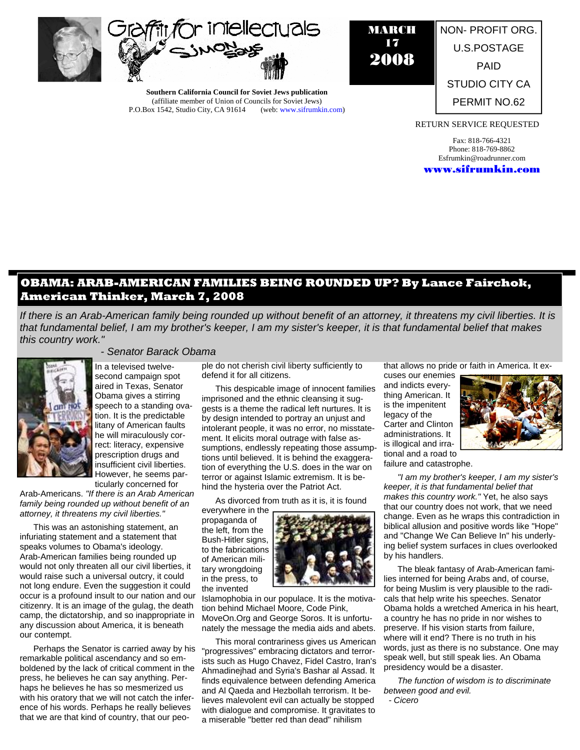Graffiti for intellectuals

Simon says

**Southern California Council for Soviet Jews publication**
(affiliate member of Union of Councils for Soviet Jews)
P.O.Box 1542, Studio City, CA 91614 (web: www.sifrumkin.com)

**MARCH 17 2008**

NON- PROFIT ORG.
U.S.POSTAGE
PAID
STUDIO CITY CA
PERMIT NO.62

RETURN SERVICE REQUESTED

Fax: 818-766-4321
Phone: 818-769-8862
Esfrumkin@roadrunner.com
**www.sifrumkin.com**

## OBAMA: ARAB-AMERICAN FAMILIES BEING ROUNDED UP? By Lance Fairchok, American Thinker, March 7, 2008

*If there is an Arab-American family being rounded up without benefit of an attorney, it threatens my civil liberties. It is that fundamental belief, I am my brother's keeper, I am my sister's keeper, it is that fundamental belief that makes this country work."*

*- Senator Barack Obama*

In a televised twelve-second campaign spot aired in Texas, Senator Obama gives a stirring speech to a standing ovation. It is the predictable litany of American faults he will miraculously correct: literacy, expensive prescription drugs and insufficient civil liberties. However, he seems particularly concerned for Arab-Americans. *"If there is an Arab American family being rounded up without benefit of an attorney, it threatens my civil liberties."*

This was an astonishing statement, an infuriating statement and a statement that speaks volumes to Obama's ideology. Arab-American families being rounded up would not only threaten all our civil liberties, it would raise such a universal outcry, it could not long endure. Even the suggestion it could occur is a profound insult to our nation and our citizenry. It is an image of the gulag, the death camp, the dictatorship, and so inappropriate in any discussion about America, it is beneath our contempt.

Perhaps the Senator is carried away by his remarkable political ascendancy and so emboldened by the lack of critical comment in the press, he believes he can say anything. Perhaps he believes he has so mesmerized us with his oratory that we will not catch the inference of his words. Perhaps he really believes that we are that kind of country, that our people do not cherish civil liberty sufficiently to defend it for all citizens.

This despicable image of innocent families imprisoned and the ethnic cleansing it suggests is a theme the radical left nurtures. It is by design intended to portray an unjust and intolerant people, it was no error, no misstatement. It elicits moral outrage with false assumptions, endlessly repeating those assumptions until believed. It is behind the exaggeration of everything the U.S. does in the war on terror or against Islamic extremism. It is behind the hysteria over the Patriot Act.

As divorced from truth as it is, it is found everywhere in the propaganda of the left, from the Bush-Hitler signs, to the fabrications of American military wrongdoing in the press, to the invented Islamophobia in our populace. It is the motivation behind Michael Moore, Code Pink, MoveOn.Org and George Soros. It is unfortunately the message the media aids and abets.

This moral contrariness gives us American "progressives" embracing dictators and terrorists such as Hugo Chavez, Fidel Castro, Iran's Ahmadinejhad and Syria's Bashar al Assad. It finds equivalence between defending America and Al Qaeda and Hezbollah terrorism. It believes malevolent evil can actually be stopped with dialogue and compromise. It gravitates to a miserable "better red than dead" nihilism that allows no pride or faith in America. It excuses our enemies and indicts everything American. It is the impenitent legacy of the Carter and Clinton administrations. It is illogical and irrational and a road to failure and catastrophe.

*"I am my brother's keeper, I am my sister's keeper, it is that fundamental belief that makes this country work."* Yet, he also says that our country does not work, that we need change. Even as he wraps this contradiction in biblical allusion and positive words like "Hope" and "Change We Can Believe In" his underlying belief system surfaces in clues overlooked by his handlers.

The bleak fantasy of Arab-American families interned for being Arabs and, of course, for being Muslim is very plausible to the radicals that help write his speeches. Senator Obama holds a wretched America in his heart, a country he has no pride in nor wishes to preserve. If his vision starts from failure, where will it end? There is no truth in his words, just as there is no substance. One may speak well, but still speak lies. An Obama presidency would be a disaster.

*The function of wisdom is to discriminate between good and evil.*
*- Cicero*